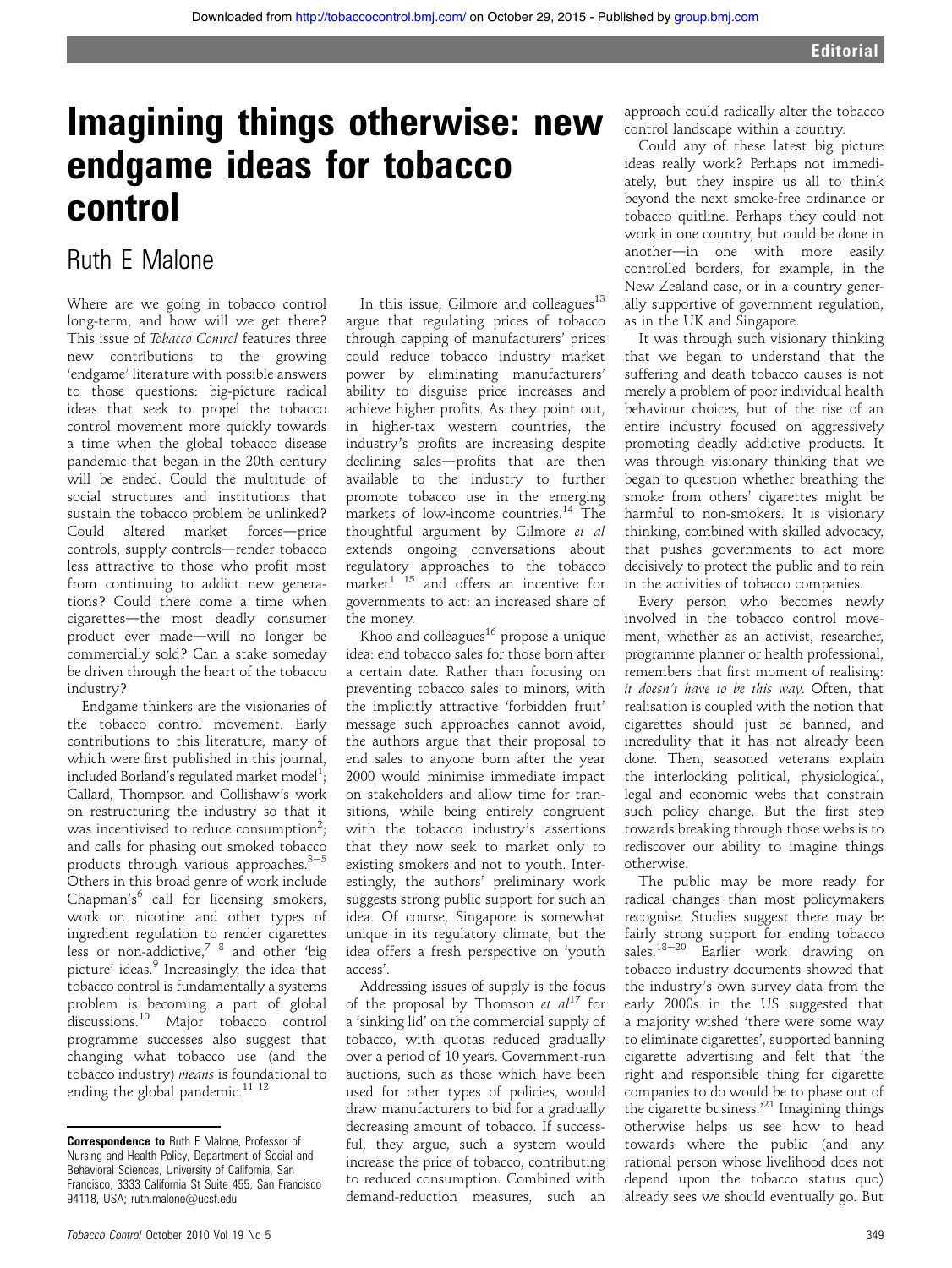# Imagining things otherwise: new endgame ideas for tobacco control

Ruth E Malone

Where are we going in tobacco control long-term, and how will we get there? This issue of *Tobacco Control* features three new contributions to the growing 'endgame' literature with possible answers to those questions: big-picture radical ideas that seek to propel the tobacco control movement more quickly towards a time when the global tobacco disease pandemic that began in the 20th century will be ended. Could the multitude of social structures and institutions that sustain the tobacco problem be unlinked? Could altered market forces—price controls, supply controls—render tobacco less attractive to those who profit most from continuing to addict new generations? Could there come a time when cigarettes—the most deadly consumer product ever made—will no longer be commercially sold? Can a stake someday be driven through the heart of the tobacco industry?

Endgame thinkers are the visionaries of the tobacco control movement. Early contributions to this literature, many of which were first published in this journal, included Borland's regulated market model[1]; Callard, Thompson and Collishaw's work on restructuring the industry so that it was incentivised to reduce consumption[2]; and calls for phasing out smoked tobacco products through various approaches.[3–5] Others in this broad genre of work include Chapman's[6] call for licensing smokers, work on nicotine and other types of ingredient regulation to render cigarettes less or non-addictive,[7 8] and other 'big picture' ideas.[9] Increasingly, the idea that tobacco control is fundamentally a systems problem is becoming a part of global discussions.[10] Major tobacco control programme successes also suggest that changing what tobacco use (and the tobacco industry) *means* is foundational to ending the global pandemic.[11 12]

In this issue, Gilmore and colleagues[13] argue that regulating prices of tobacco through capping of manufacturers' prices could reduce tobacco industry market power by eliminating manufacturers' ability to disguise price increases and achieve higher profits. As they point out, in higher-tax western countries, the industry's profits are increasing despite declining sales—profits that are then available to the industry to further promote tobacco use in the emerging markets of low-income countries.[14] The thoughtful argument by Gilmore *et al* extends ongoing conversations about regulatory approaches to the tobacco market[1 15] and offers an incentive for governments to act: an increased share of the money.

Khoo and colleagues[16] propose a unique idea: end tobacco sales for those born after a certain date. Rather than focusing on preventing tobacco sales to minors, with the implicitly attractive 'forbidden fruit' message such approaches cannot avoid, the authors argue that their proposal to end sales to anyone born after the year 2000 would minimise immediate impact on stakeholders and allow time for transitions, while being entirely congruent with the tobacco industry's assertions that they now seek to market only to existing smokers and not to youth. Interestingly, the authors' preliminary work suggests strong public support for such an idea. Of course, Singapore is somewhat unique in its regulatory climate, but the idea offers a fresh perspective on 'youth access'.

Addressing issues of supply is the focus of the proposal by Thomson *et al*[17] for a 'sinking lid' on the commercial supply of tobacco, with quotas reduced gradually over a period of 10 years. Government-run auctions, such as those which have been used for other types of policies, would draw manufacturers to bid for a gradually decreasing amount of tobacco. If successful, they argue, such a system would increase the price of tobacco, contributing to reduced consumption. Combined with demand-reduction measures, such an approach could radically alter the tobacco control landscape within a country.

Could any of these latest big picture ideas really work? Perhaps not immediately, but they inspire us all to think beyond the next smoke-free ordinance or tobacco quitline. Perhaps they could not work in one country, but could be done in another—in one with more easily controlled borders, for example, in the New Zealand case, or in a country generally supportive of government regulation, as in the UK and Singapore.

It was through such visionary thinking that we began to understand that the suffering and death tobacco causes is not merely a problem of poor individual health behaviour choices, but of the rise of an entire industry focused on aggressively promoting deadly addictive products. It was through visionary thinking that we began to question whether breathing the smoke from others' cigarettes might be harmful to non-smokers. It is visionary thinking, combined with skilled advocacy, that pushes governments to act more decisively to protect the public and to rein in the activities of tobacco companies.

Every person who becomes newly involved in the tobacco control movement, whether as an activist, researcher, programme planner or health professional, remembers that first moment of realising: *it doesn't have to be this way*. Often, that realisation is coupled with the notion that cigarettes should just be banned, and incredulity that it has not already been done. Then, seasoned veterans explain the interlocking political, physiological, legal and economic webs that constrain such policy change. But the first step towards breaking through those webs is to rediscover our ability to imagine things otherwise.

The public may be more ready for radical changes than most policymakers recognise. Studies suggest there may be fairly strong support for ending tobacco sales.[18–20] Earlier work drawing on tobacco industry documents showed that the industry's own survey data from the early 2000s in the US suggested that a majority wished 'there were some way to eliminate cigarettes', supported banning cigarette advertising and felt that 'the right and responsible thing for cigarette companies to do would be to phase out of the cigarette business.'[21] Imagining things otherwise helps us see how to head towards where the public (and any rational person whose livelihood does not depend upon the tobacco status quo) already sees we should eventually go. But

**Correspondence to** Ruth E Malone, Professor of Nursing and Health Policy, Department of Social and Behavioral Sciences, University of California, San Francisco, 3333 California St Suite 455, San Francisco 94118, USA; ruth.malone@ucsf.edu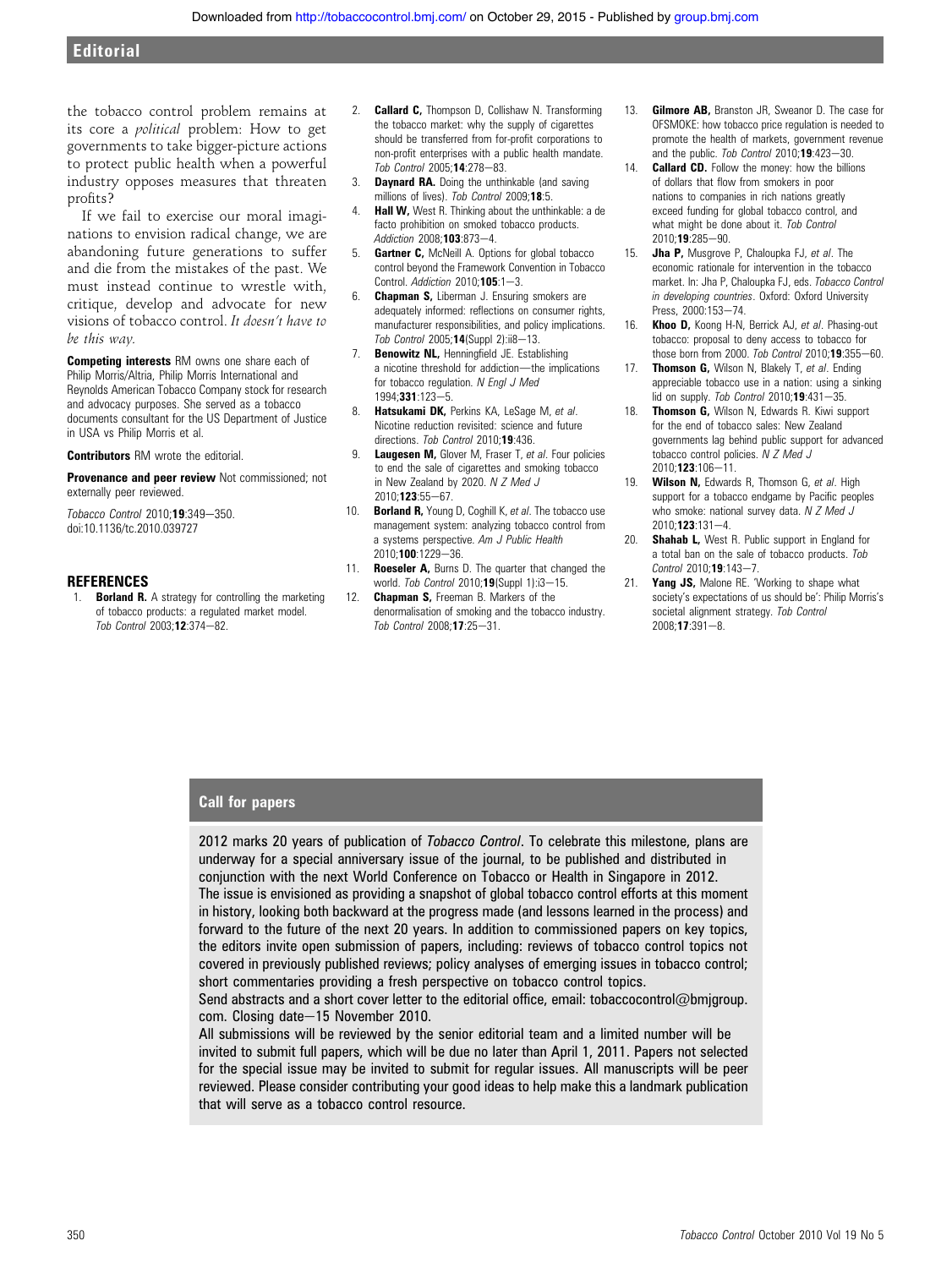the tobacco control problem remains at its core a *political* problem: How to get governments to take bigger-picture actions to protect public health when a powerful industry opposes measures that threaten profits?

If we fail to exercise our moral imaginations to envision radical change, we are abandoning future generations to suffer and die from the mistakes of the past. We must instead continue to wrestle with, critique, develop and advocate for new visions of tobacco control. *It doesn't have to be this way.*

**Competing interests** RM owns one share each of Philip Morris/Altria, Philip Morris International and Reynolds American Tobacco Company stock for research and advocacy purposes. She served as a tobacco documents consultant for the US Department of Justice in USA vs Philip Morris et al.

**Contributors** RM wrote the editorial.

**Provenance and peer review** Not commissioned; not externally peer reviewed.

*Tobacco Control* 2010;**19**:349—350. doi:10.1136/tc.2010.039727

## REFERENCES

1. **Borland R.** A strategy for controlling the marketing of tobacco products: a regulated market model. *Tob Control* 2003;**12**:374—82.
2. **Callard C,** Thompson D, Collishaw N. Transforming the tobacco market: why the supply of cigarettes should be transferred from for-profit corporations to non-profit enterprises with a public health mandate. *Tob Control* 2005;**14**:278—83.
3. **Daynard RA.** Doing the unthinkable (and saving millions of lives). *Tob Control* 2009;**18**:5.
4. **Hall W,** West R. Thinking about the unthinkable: a de facto prohibition on smoked tobacco products. *Addiction* 2008;**103**:873—4.
5. **Gartner C,** McNeill A. Options for global tobacco control beyond the Framework Convention in Tobacco Control. *Addiction* 2010;**105**:1—3.
6. **Chapman S,** Liberman J. Ensuring smokers are adequately informed: reflections on consumer rights, manufacturer responsibilities, and policy implications. *Tob Control* 2005;**14**(Suppl 2):ii8—13.
7. **Benowitz NL,** Henningfield JE. Establishing a nicotine threshold for addiction—the implications for tobacco regulation. *N Engl J Med* 1994;**331**:123—5.
8. **Hatsukami DK,** Perkins KA, LeSage M, *et al*. Nicotine reduction revisited: science and future directions. *Tob Control* 2010;**19**:436.
9. **Laugesen M,** Glover M, Fraser T, *et al*. Four policies to end the sale of cigarettes and smoking tobacco in New Zealand by 2020. *N Z Med J* 2010;**123**:55—67.
10. **Borland R,** Young D, Coghill K, *et al*. The tobacco use management system: analyzing tobacco control from a systems perspective. *Am J Public Health* 2010;**100**:1229—36.
11. **Roeseler A,** Burns D. The quarter that changed the world. *Tob Control* 2010;**19**(Suppl 1):i3—15.
12. **Chapman S,** Freeman B. Markers of the denormalisation of smoking and the tobacco industry. *Tob Control* 2008;**17**:25—31.
13. **Gilmore AB,** Branston JR, Sweanor D. The case for OFSMOKE: how tobacco price regulation is needed to promote the health of markets, government revenue and the public. *Tob Control* 2010;**19**:423—30.
14. **Callard CD.** Follow the money: how the billions of dollars that flow from smokers in poor nations to companies in rich nations greatly exceed funding for global tobacco control, and what might be done about it. *Tob Control* 2010;**19**:285—90.
15. **Jha P,** Musgrove P, Chaloupka FJ, *et al*. The economic rationale for intervention in the tobacco market. In: Jha P, Chaloupka FJ, eds. *Tobacco Control in developing countries*. Oxford: Oxford University Press, 2000:153—74.
16. **Khoo D,** Koong H-N, Berrick AJ, *et al*. Phasing-out tobacco: proposal to deny access to tobacco for those born from 2000. *Tob Control* 2010;**19**:355—60.
17. **Thomson G,** Wilson N, Blakely T, *et al*. Ending appreciable tobacco use in a nation: using a sinking lid on supply. *Tob Control* 2010;**19**:431—35.
18. **Thomson G,** Wilson N, Edwards R. Kiwi support for the end of tobacco sales: New Zealand governments lag behind public support for advanced tobacco control policies. *N Z Med J* 2010;**123**:106—11.
19. **Wilson N,** Edwards R, Thomson G, *et al*. High support for a tobacco endgame by Pacific peoples who smoke: national survey data. *N Z Med J* 2010;**123**:131—4.
20. **Shahab L,** West R. Public support in England for a total ban on the sale of tobacco products. *Tob Control* 2010;**19**:143—7.
21. **Yang JS,** Malone RE. 'Working to shape what society's expectations of us should be': Philip Morris's societal alignment strategy. *Tob Control* 2008;**17**:391—8.

## Call for papers

2012 marks 20 years of publication of *Tobacco Control*. To celebrate this milestone, plans are underway for a special anniversary issue of the journal, to be published and distributed in conjunction with the next World Conference on Tobacco or Health in Singapore in 2012.
The issue is envisioned as providing a snapshot of global tobacco control efforts at this moment in history, looking both backward at the progress made (and lessons learned in the process) and forward to the future of the next 20 years. In addition to commissioned papers on key topics, the editors invite open submission of papers, including: reviews of tobacco control topics not covered in previously published reviews; policy analyses of emerging issues in tobacco control; short commentaries providing a fresh perspective on tobacco control topics.
Send abstracts and a short cover letter to the editorial office, email: tobaccocontrol@bmjgroup.com. Closing date—15 November 2010.
All submissions will be reviewed by the senior editorial team and a limited number will be invited to submit full papers, which will be due no later than April 1, 2011. Papers not selected for the special issue may be invited to submit for regular issues. All manuscripts will be peer reviewed. Please consider contributing your good ideas to help make this a landmark publication that will serve as a tobacco control resource.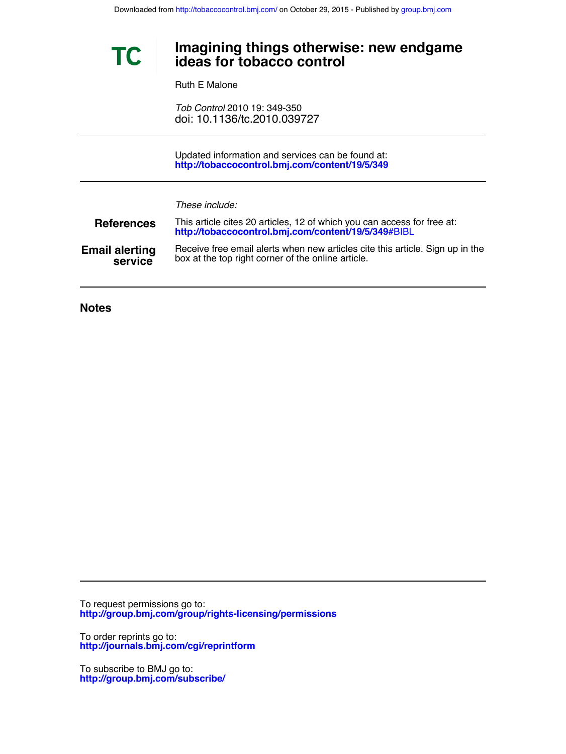# Imagining things otherwise: new endgame ideas for tobacco control

Ruth E Malone

*Tob Control* 2010 19: 349-350
doi: 10.1136/tc.2010.039727

Updated information and services can be found at:
**http://tobaccocontrol.bmj.com/content/19/5/349**

*These include:*

**References**

This article cites 20 articles, 12 of which you can access for free at:
**http://tobaccocontrol.bmj.com/content/19/5/349**#BIBL

**Email alerting service**

Receive free email alerts when new articles cite this article. Sign up in the box at the top right corner of the online article.

## Notes

To request permissions go to:
**http://group.bmj.com/group/rights-licensing/permissions**

To order reprints go to:
**http://journals.bmj.com/cgi/reprintform**

To subscribe to BMJ go to:
**http://group.bmj.com/subscribe/**